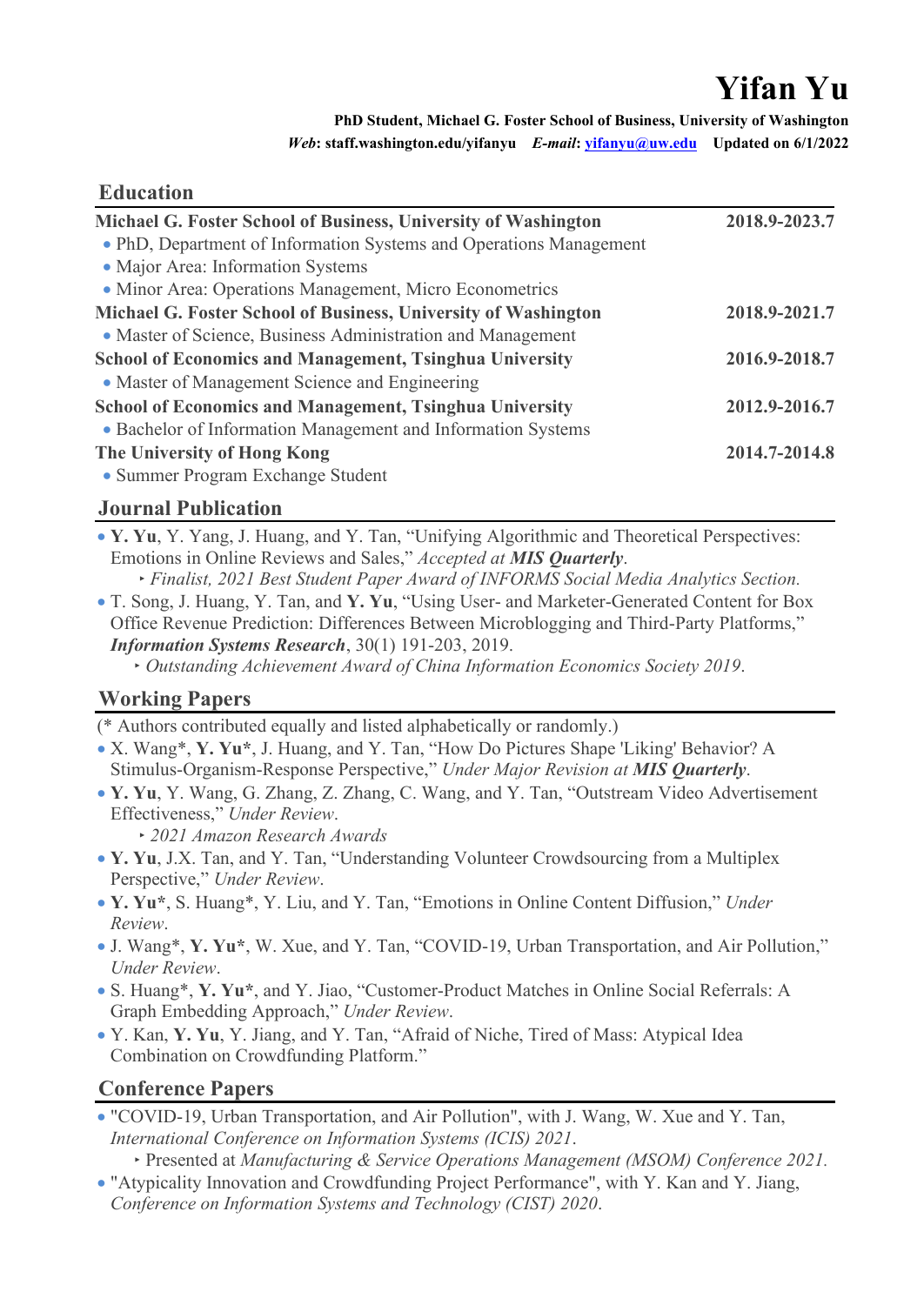# Yifan Yu

**PhD Student, Michael G. Foster School of Business, University of Washington**
***Web*: staff.washington.edu/yifanyu** ***E-mail*: [yifanyu@uw.edu](mailto:yifanyu@uw.edu)** **Updated on 6/1/2022**

## Education

**Michael G. Foster School of Business, University of Washington** **2018.9-2023.7**
- PhD, Department of Information Systems and Operations Management
- Major Area: Information Systems
- Minor Area: Operations Management, Micro Econometrics

**Michael G. Foster School of Business, University of Washington** **2018.9-2021.7**
- Master of Science, Business Administration and Management

**School of Economics and Management, Tsinghua University** **2016.9-2018.7**
- Master of Management Science and Engineering

**School of Economics and Management, Tsinghua University** **2012.9-2016.7**
- Bachelor of Information Management and Information Systems

**The University of Hong Kong** **2014.7-2014.8**
- Summer Program Exchange Student

## Journal Publication

- **Y. Yu**, Y. Yang, J. Huang, and Y. Tan, "Unifying Algorithmic and Theoretical Perspectives: Emotions in Online Reviews and Sales," *Accepted at **MIS Quarterly***.
  - *Finalist, 2021 Best Student Paper Award of INFORMS Social Media Analytics Section.*
- T. Song, J. Huang, Y. Tan, and **Y. Yu**, "Using User- and Marketer-Generated Content for Box Office Revenue Prediction: Differences Between Microblogging and Third-Party Platforms," ***Information Systems Research***, 30(1) 191-203, 2019.
  - *Outstanding Achievement Award of China Information Economics Society 2019*.

## Working Papers

(* Authors contributed equally and listed alphabetically or randomly.)

- X. Wang*, **Y. Yu***, J. Huang, and Y. Tan, "How Do Pictures Shape 'Liking' Behavior? A Stimulus-Organism-Response Perspective," *Under Major Revision at **MIS Quarterly***.
- **Y. Yu**, Y. Wang, G. Zhang, Z. Zhang, C. Wang, and Y. Tan, "Outstream Video Advertisement Effectiveness," *Under Review*.
  - *2021 Amazon Research Awards*
- **Y. Yu**, J.X. Tan, and Y. Tan, "Understanding Volunteer Crowdsourcing from a Multiplex Perspective," *Under Review*.
- **Y. Yu***, S. Huang*, Y. Liu, and Y. Tan, "Emotions in Online Content Diffusion," *Under Review*.
- J. Wang*, **Y. Yu***, W. Xue, and Y. Tan, "COVID-19, Urban Transportation, and Air Pollution," *Under Review*.
- S. Huang*, **Y. Yu***, and Y. Jiao, "Customer-Product Matches in Online Social Referrals: A Graph Embedding Approach," *Under Review*.
- Y. Kan, **Y. Yu**, Y. Jiang, and Y. Tan, "Afraid of Niche, Tired of Mass: Atypical Idea Combination on Crowdfunding Platform."

## Conference Papers

- "COVID-19, Urban Transportation, and Air Pollution", with J. Wang, W. Xue and Y. Tan, *International Conference on Information Systems (ICIS) 2021*.
  - Presented at *Manufacturing & Service Operations Management (MSOM) Conference 2021.*
- "Atypicality Innovation and Crowdfunding Project Performance", with Y. Kan and Y. Jiang, *Conference on Information Systems and Technology (CIST) 2020*.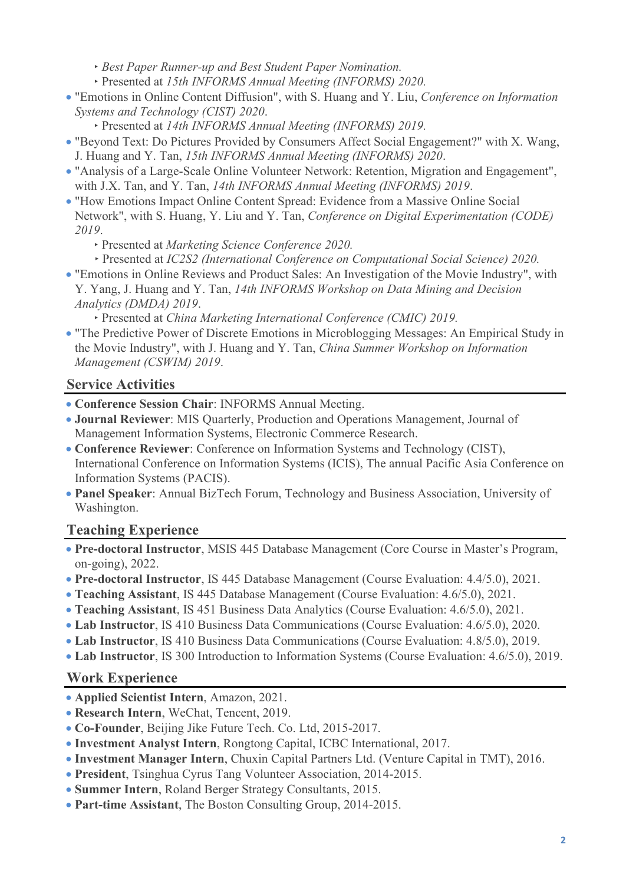- *Best Paper Runner-up and Best Student Paper Nomination.*
    - Presented at *15th INFORMS Annual Meeting (INFORMS) 2020.*
- "Emotions in Online Content Diffusion", with S. Huang and Y. Liu, *Conference on Information Systems and Technology (CIST) 2020*.
    - Presented at *14th INFORMS Annual Meeting (INFORMS) 2019.*
- "Beyond Text: Do Pictures Provided by Consumers Affect Social Engagement?" with X. Wang, J. Huang and Y. Tan, *15th INFORMS Annual Meeting (INFORMS) 2020*.
- "Analysis of a Large-Scale Online Volunteer Network: Retention, Migration and Engagement", with J.X. Tan, and Y. Tan, *14th INFORMS Annual Meeting (INFORMS) 2019*.
- "How Emotions Impact Online Content Spread: Evidence from a Massive Online Social Network", with S. Huang, Y. Liu and Y. Tan, *Conference on Digital Experimentation (CODE) 2019*.
    - Presented at *Marketing Science Conference 2020.*
    - Presented at *IC2S2 (International Conference on Computational Social Science) 2020.*
- "Emotions in Online Reviews and Product Sales: An Investigation of the Movie Industry", with Y. Yang, J. Huang and Y. Tan, *14th INFORMS Workshop on Data Mining and Decision Analytics (DMDA) 2019*.
    - Presented at *China Marketing International Conference (CMIC) 2019.*
- "The Predictive Power of Discrete Emotions in Microblogging Messages: An Empirical Study in the Movie Industry", with J. Huang and Y. Tan, *China Summer Workshop on Information Management (CSWIM) 2019*.

## Service Activities

- **Conference Session Chair**: INFORMS Annual Meeting.
- **Journal Reviewer**: MIS Quarterly, Production and Operations Management, Journal of Management Information Systems, Electronic Commerce Research.
- **Conference Reviewer**: Conference on Information Systems and Technology (CIST), International Conference on Information Systems (ICIS), The annual Pacific Asia Conference on Information Systems (PACIS).
- **Panel Speaker**: Annual BizTech Forum, Technology and Business Association, University of Washington.

## Teaching Experience

- **Pre-doctoral Instructor**, MSIS 445 Database Management (Core Course in Master's Program, on-going), 2022.
- **Pre-doctoral Instructor**, IS 445 Database Management (Course Evaluation: 4.4/5.0), 2021.
- **Teaching Assistant**, IS 445 Database Management (Course Evaluation: 4.6/5.0), 2021.
- **Teaching Assistant**, IS 451 Business Data Analytics (Course Evaluation: 4.6/5.0), 2021.
- **Lab Instructor**, IS 410 Business Data Communications (Course Evaluation: 4.6/5.0), 2020.
- **Lab Instructor**, IS 410 Business Data Communications (Course Evaluation: 4.8/5.0), 2019.
- **Lab Instructor**, IS 300 Introduction to Information Systems (Course Evaluation: 4.6/5.0), 2019.

## Work Experience

- **Applied Scientist Intern**, Amazon, 2021.
- **Research Intern**, WeChat, Tencent, 2019.
- **Co-Founder**, Beijing Jike Future Tech. Co. Ltd, 2015-2017.
- **Investment Analyst Intern**, Rongtong Capital, ICBC International, 2017.
- **Investment Manager Intern**, Chuxin Capital Partners Ltd. (Venture Capital in TMT), 2016.
- **President**, Tsinghua Cyrus Tang Volunteer Association, 2014-2015.
- **Summer Intern**, Roland Berger Strategy Consultants, 2015.
- **Part-time Assistant**, The Boston Consulting Group, 2014-2015.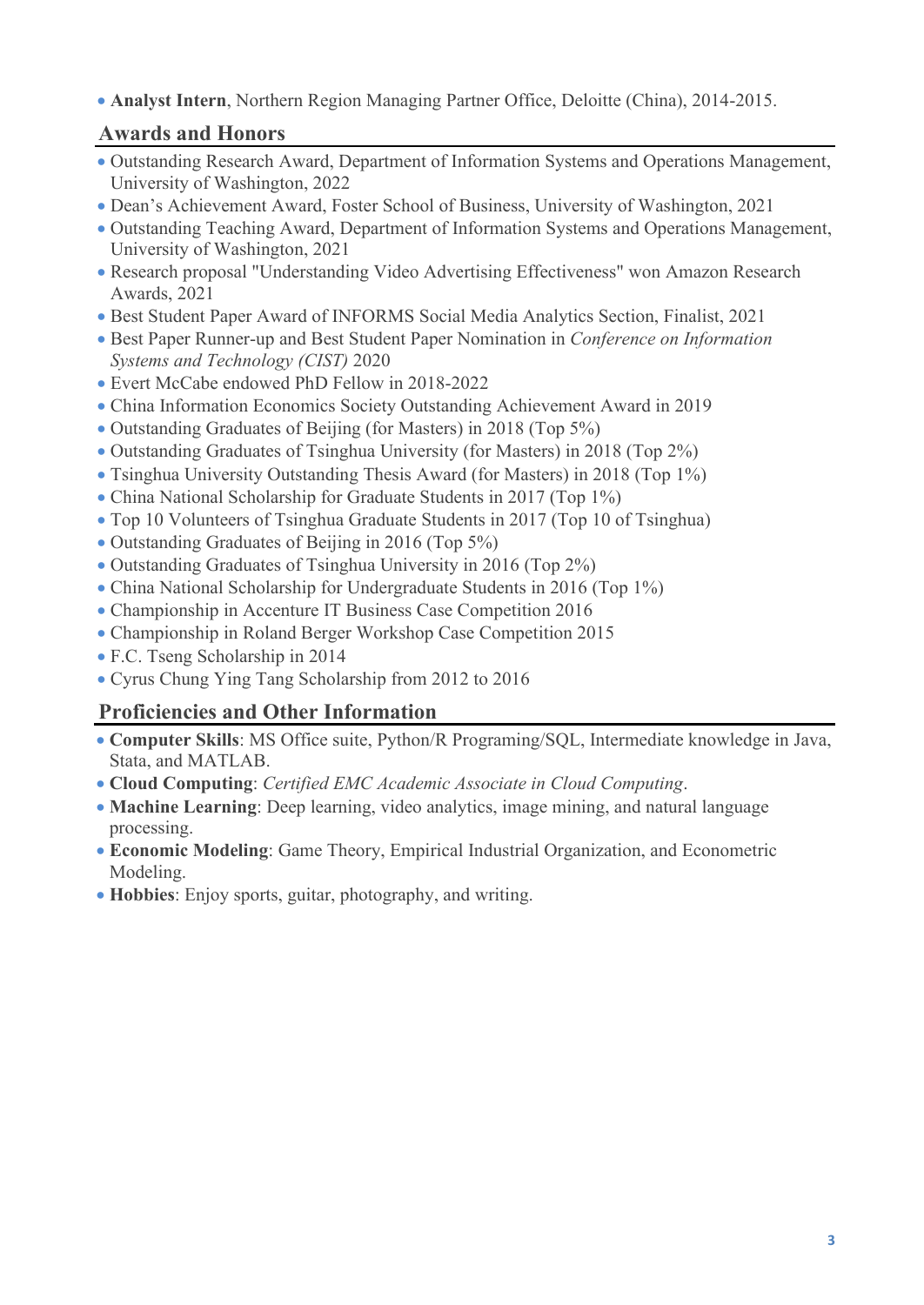- **Analyst Intern**, Northern Region Managing Partner Office, Deloitte (China), 2014-2015.

## Awards and Honors

- Outstanding Research Award, Department of Information Systems and Operations Management, University of Washington, 2022
- Dean's Achievement Award, Foster School of Business, University of Washington, 2021
- Outstanding Teaching Award, Department of Information Systems and Operations Management, University of Washington, 2021
- Research proposal "Understanding Video Advertising Effectiveness" won Amazon Research Awards, 2021
- Best Student Paper Award of INFORMS Social Media Analytics Section, Finalist, 2021
- Best Paper Runner-up and Best Student Paper Nomination in *Conference on Information Systems and Technology (CIST)* 2020
- Evert McCabe endowed PhD Fellow in 2018-2022
- China Information Economics Society Outstanding Achievement Award in 2019
- Outstanding Graduates of Beijing (for Masters) in 2018 (Top 5%)
- Outstanding Graduates of Tsinghua University (for Masters) in 2018 (Top 2%)
- Tsinghua University Outstanding Thesis Award (for Masters) in 2018 (Top 1%)
- China National Scholarship for Graduate Students in 2017 (Top 1%)
- Top 10 Volunteers of Tsinghua Graduate Students in 2017 (Top 10 of Tsinghua)
- Outstanding Graduates of Beijing in 2016 (Top 5%)
- Outstanding Graduates of Tsinghua University in 2016 (Top 2%)
- China National Scholarship for Undergraduate Students in 2016 (Top 1%)
- Championship in Accenture IT Business Case Competition 2016
- Championship in Roland Berger Workshop Case Competition 2015
- F.C. Tseng Scholarship in 2014
- Cyrus Chung Ying Tang Scholarship from 2012 to 2016

## Proficiencies and Other Information

- **Computer Skills**: MS Office suite, Python/R Programing/SQL, Intermediate knowledge in Java, Stata, and MATLAB.
- **Cloud Computing**: *Certified EMC Academic Associate in Cloud Computing*.
- **Machine Learning**: Deep learning, video analytics, image mining, and natural language processing.
- **Economic Modeling**: Game Theory, Empirical Industrial Organization, and Econometric Modeling.
- **Hobbies**: Enjoy sports, guitar, photography, and writing.